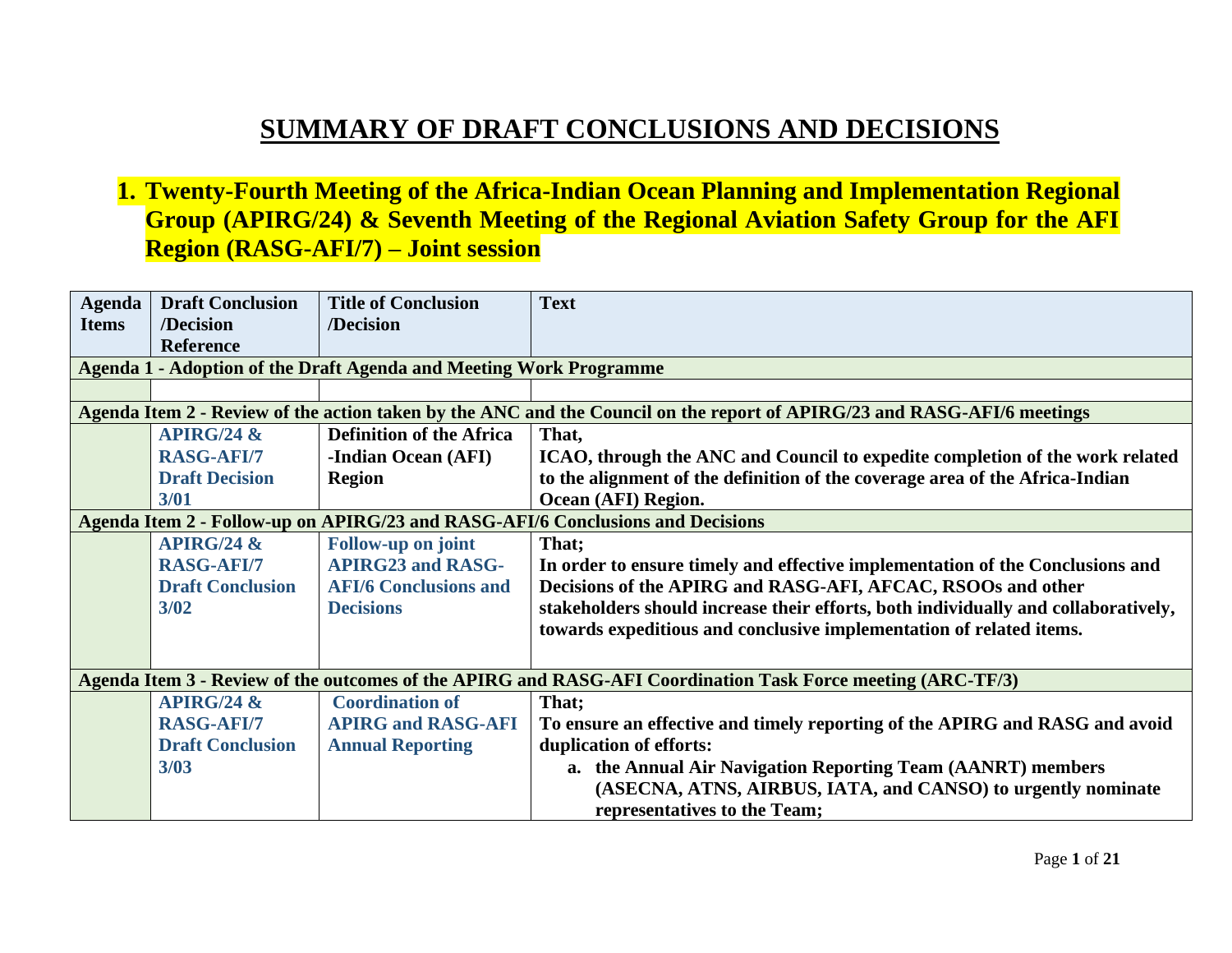# SUMMARY OF DRAFT CONCLUSIONS AND DECISIONS

## 1. Twenty-Fourth Meeting of the Africa-Indian Ocean Planning and Implementation Regional Group (APIRG/24) & Seventh Meeting of the Regional Aviation Safety Group for the AFI Region (RASG-AFI/7) – Joint session

| Agenda Items | Draft Conclusion /Decision Reference | Title of Conclusion /Decision | Text |
|---|---|---|---|
| **Agenda 1 - Adoption of the Draft Agenda and Meeting Work Programme** | | | |
| | | | |
| **Agenda Item 2 - Review of the action taken by the ANC and the Council on the report of APIRG/23 and RASG-AFI/6 meetings** | | | |
| | **APIRG/24 & RASG-AFI/7 Draft Decision 3/01** | **Definition of the Africa -Indian Ocean (AFI) Region** | **That,**<br>**ICAO, through the ANC and Council to expedite completion of the work related to the alignment of the definition of the coverage area of the Africa-Indian Ocean (AFI) Region.** |
| **Agenda Item 2 - Follow-up on APIRG/23 and RASG-AFI/6 Conclusions and Decisions** | | | |
| | **APIRG/24 & RASG-AFI/7 Draft Conclusion 3/02** | **Follow-up on joint APIRG23 and RASG-AFI/6 Conclusions and Decisions** | **That;**<br>**In order to ensure timely and effective implementation of the Conclusions and Decisions of the APIRG and RASG-AFI, AFCAC, RSOOs and other stakeholders should increase their efforts, both individually and collaboratively, towards expeditious and conclusive implementation of related items.** |
| **Agenda Item 3 - Review of the outcomes of the APIRG and RASG-AFI Coordination Task Force meeting (ARC-TF/3)** | | | |
| | **APIRG/24 & RASG-AFI/7 Draft Conclusion 3/03** | **Coordination of APIRG and RASG-AFI Annual Reporting** | **That;**<br>**To ensure an effective and timely reporting of the APIRG and RASG and avoid duplication of efforts:**<br>**a. the Annual Air Navigation Reporting Team (AANRT) members (ASECNA, ATNS, AIRBUS, IATA, and CANSO) to urgently nominate representatives to the Team;** |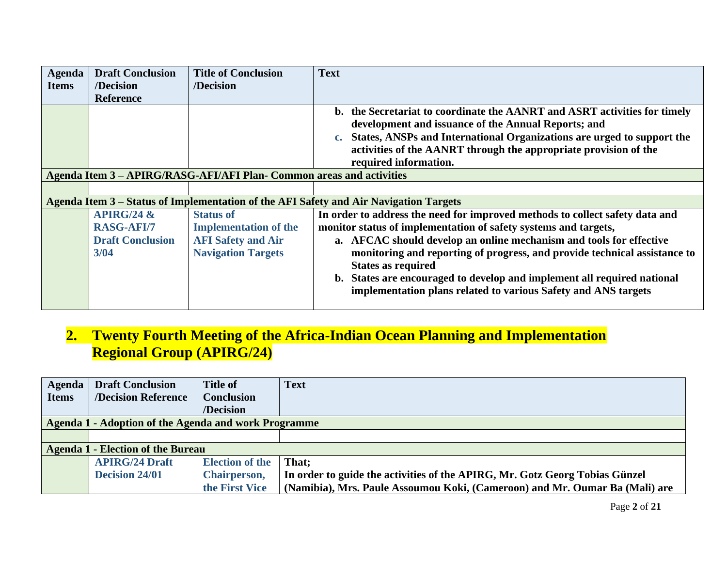| Agenda Items | Draft Conclusion /Decision Reference | Title of Conclusion /Decision | Text |
|---|---|---|---|
| | | | b. the Secretariat to coordinate the AANRT and ASRT activities for timely development and issuance of the Annual Reports; and<br>c. States, ANSPs and International Organizations are urged to support the activities of the AANRT through the appropriate provision of the required information. |
| **Agenda Item 3 – APIRG/RASG-AFI/AFI Plan- Common areas and activities** | | | |
| | | | |
| **Agenda Item 3 – Status of Implementation of the AFI Safety and Air Navigation Targets** | | | |
| | **APIRG/24 & RASG-AFI/7 Draft Conclusion 3/04** | **Status of Implementation of the AFI Safety and Air Navigation Targets** | **In order to address the need for improved methods to collect safety data and monitor status of implementation of safety systems and targets,**<br>**a. AFCAC should develop an online mechanism and tools for effective monitoring and reporting of progress, and provide technical assistance to States as required**<br>**b. States are encouraged to develop and implement all required national implementation plans related to various Safety and ANS targets** |

## 2. Twenty Fourth Meeting of the Africa-Indian Ocean Planning and Implementation Regional Group (APIRG/24)

| Agenda Items | Draft Conclusion /Decision Reference | Title of Conclusion /Decision | Text |
|---|---|---|---|
| **Agenda 1 - Adoption of the Agenda and work Programme** | | | |
| | | | |
| **Agenda 1 - Election of the Bureau** | | | |
| | **APIRG/24 Draft Decision 24/01** | **Election of the Chairperson, the First Vice** | **That;**<br>**In order to guide the activities of the APIRG, Mr. Gotz Georg Tobias Günzel (Namibia), Mrs. Paule Assoumou Koki, (Cameroon) and Mr. Oumar Ba (Mali) are** |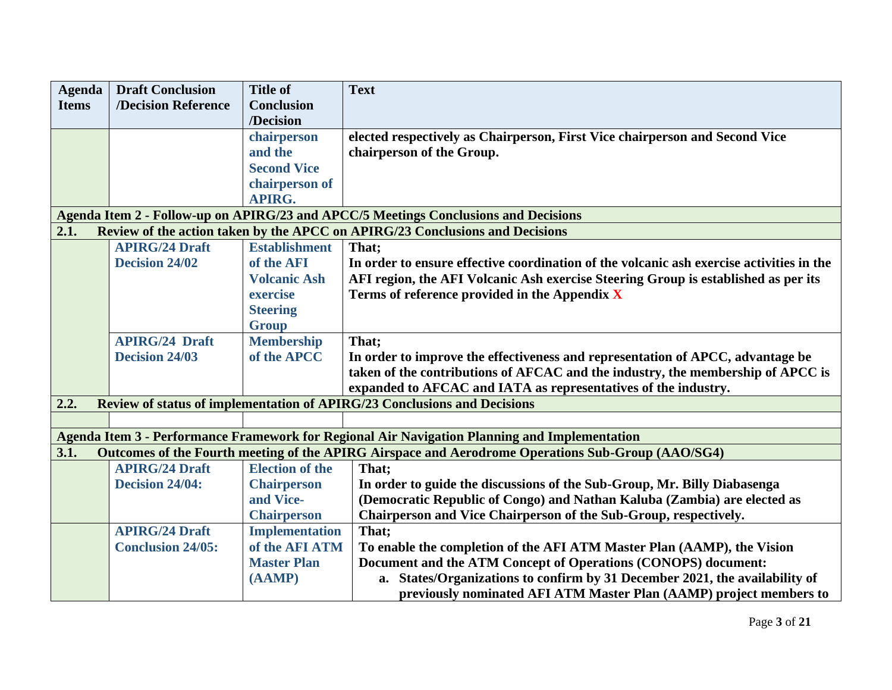| Agenda Items | Draft Conclusion /Decision Reference | Title of Conclusion /Decision | Text |
| --- | --- | --- | --- |
| | | **chairperson and the Second Vice chairperson of APIRG.** | **elected respectively as Chairperson, First Vice chairperson and Second Vice chairperson of the Group.** |
| **Agenda Item 2 - Follow-up on APIRG/23 and APCC/5 Meetings Conclusions and Decisions** | | | |
| **2.1.** | **Review of the action taken by the APCC on APIRG/23 Conclusions and Decisions** | | |
| | **APIRG/24 Draft Decision 24/02** | **Establishment of the AFI Volcanic Ash exercise Steering Group** | **That;** <br> **In order to ensure effective coordination of the volcanic ash exercise activities in the AFI region, the AFI Volcanic Ash exercise Steering Group is established as per its Terms of reference provided in the Appendix X** |
| | **APIRG/24 Draft Decision 24/03** | **Membership of the APCC** | **That;** <br> **In order to improve the effectiveness and representation of APCC, advantage be taken of the contributions of AFCAC and the industry, the membership of APCC is expanded to AFCAC and IATA as representatives of the industry.** |
| **2.2.** | **Review of status of implementation of APIRG/23 Conclusions and Decisions** | | |
| | | | |
| **Agenda Item 3 - Performance Framework for Regional Air Navigation Planning and Implementation** | | | |
| **3.1.** | **Outcomes of the Fourth meeting of the APIRG Airspace and Aerodrome Operations Sub-Group (AAO/SG4)** | | |
| | **APIRG/24 Draft Decision 24/04:** | **Election of the Chairperson and Vice-Chairperson** | **That;** <br> **In order to guide the discussions of the Sub-Group, Mr. Billy Diabasenga (Democratic Republic of Congo) and Nathan Kaluba (Zambia) are elected as Chairperson and Vice Chairperson of the Sub-Group, respectively.** |
| | **APIRG/24 Draft Conclusion 24/05:** | **Implementation of the AFI ATM Master Plan (AAMP)** | **That;** <br> **To enable the completion of the AFI ATM Master Plan (AAMP), the Vision Document and the ATM Concept of Operations (CONOPS) document:** <br> **a. States/Organizations to confirm by 31 December 2021, the availability of previously nominated AFI ATM Master Plan (AAMP) project members to** |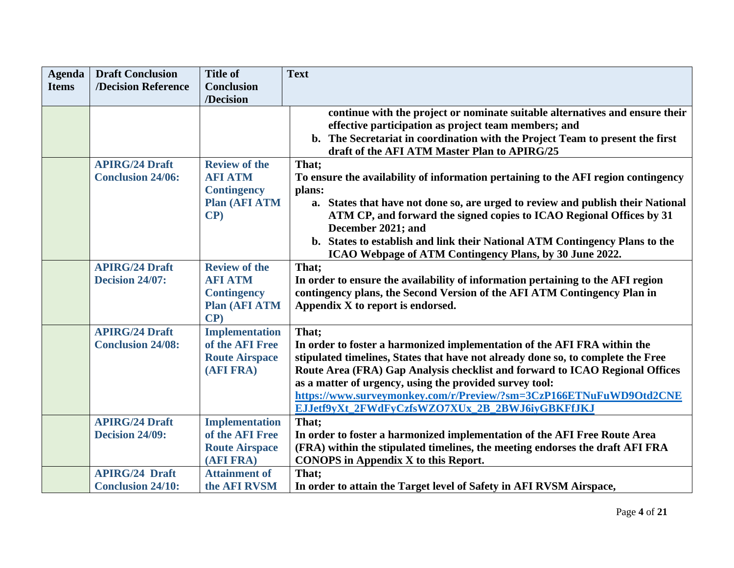| Agenda Items | Draft Conclusion /Decision Reference | Title of Conclusion /Decision | Text |
|---|---|---|---|
| | | | **continue with the project or nominate suitable alternatives and ensure their effective participation as project team members; and**<br>**b. The Secretariat in coordination with the Project Team to present the first draft of the AFI ATM Master Plan to APIRG/25** |
| | **APIRG/24 Draft Conclusion 24/06:** | **Review of the AFI ATM Contingency Plan (AFI ATM CP)** | **That;**<br>**To ensure the availability of information pertaining to the AFI region contingency plans:**<br>**a. States that have not done so, are urged to review and publish their National ATM CP, and forward the signed copies to ICAO Regional Offices by 31 December 2021; and**<br>**b. States to establish and link their National ATM Contingency Plans to the ICAO Webpage of ATM Contingency Plans, by 30 June 2022.** |
| | **APIRG/24 Draft Decision 24/07:** | **Review of the AFI ATM Contingency Plan (AFI ATM CP)** | **That;**<br>**In order to ensure the availability of information pertaining to the AFI region contingency plans, the Second Version of the AFI ATM Contingency Plan in Appendix X to report is endorsed.** |
| | **APIRG/24 Draft Conclusion 24/08:** | **Implementation of the AFI Free Route Airspace (AFI FRA)** | **That;**<br>**In order to foster a harmonized implementation of the AFI FRA within the stipulated timelines, States that have not already done so, to complete the Free Route Area (FRA) Gap Analysis checklist and forward to ICAO Regional Offices as a matter of urgency, using the provided survey tool:**<br>**https://www.surveymonkey.com/r/Preview/?sm=3CzP166ETNuFuWD9Otd2CNEEJJetf9yXt_2FWdFyCzfsWZO7XUx_2B_2BWJ6iyGBKFfJKJ** |
| | **APIRG/24 Draft Decision 24/09:** | **Implementation of the AFI Free Route Airspace (AFI FRA)** | **That;**<br>**In order to foster a harmonized implementation of the AFI Free Route Area (FRA) within the stipulated timelines, the meeting endorses the draft AFI FRA CONOPS in Appendix X to this Report.** |
| | **APIRG/24 Draft Conclusion 24/10:** | **Attainment of the AFI RVSM** | **That;**<br>**In order to attain the Target level of Safety in AFI RVSM Airspace,** |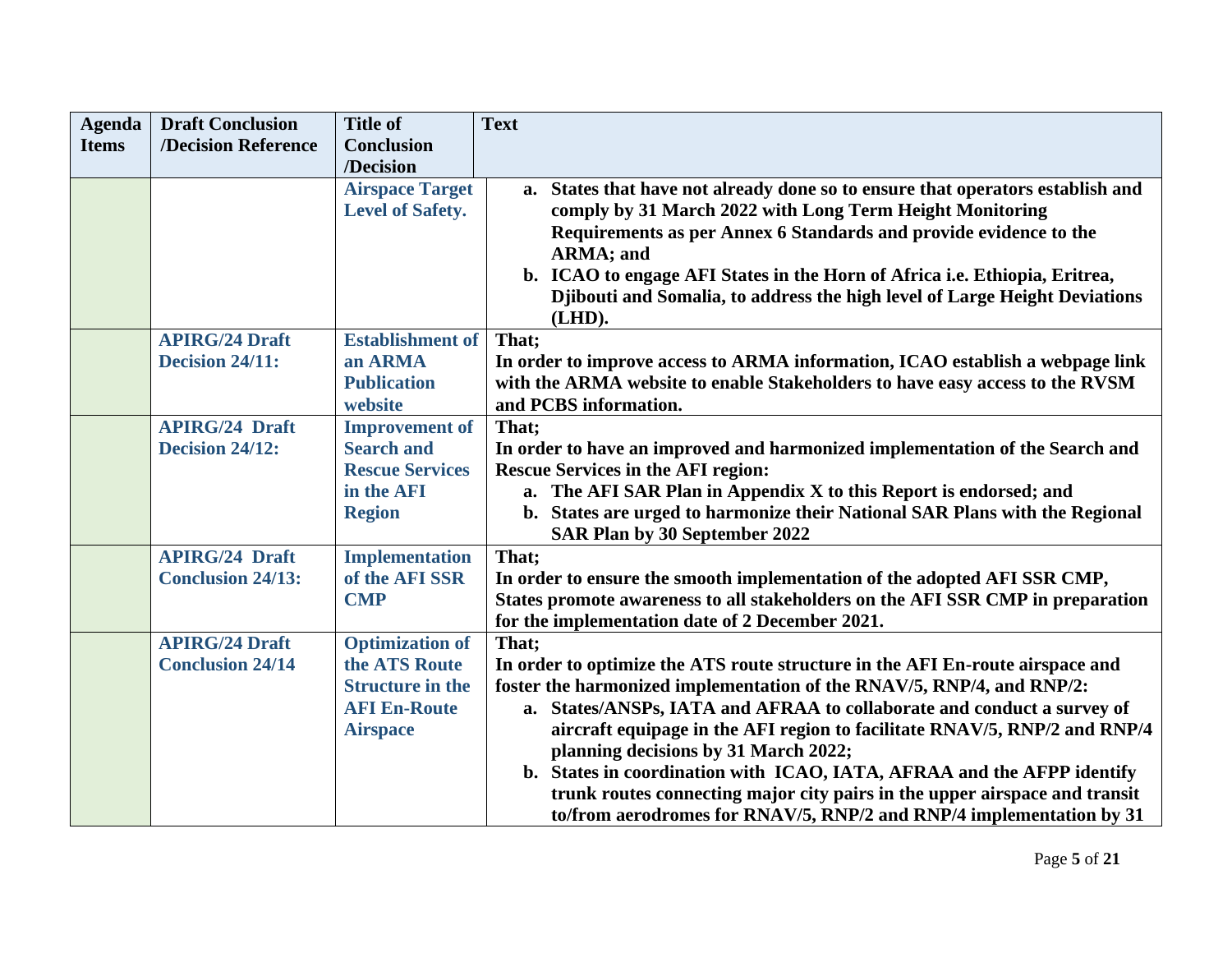| Agenda Items | Draft Conclusion /Decision Reference | Title of Conclusion /Decision | Text |
|---|---|---|---|
| | | **Airspace Target Level of Safety.** | **a. States that have not already done so to ensure that operators establish and comply by 31 March 2022 with Long Term Height Monitoring Requirements as per Annex 6 Standards and provide evidence to the ARMA; and**<br>**b. ICAO to engage AFI States in the Horn of Africa i.e. Ethiopia, Eritrea, Djibouti and Somalia, to address the high level of Large Height Deviations (LHD).** |
| | **APIRG/24 Draft Decision 24/11:** | **Establishment of an ARMA Publication website** | **That;**<br>**In order to improve access to ARMA information, ICAO establish a webpage link with the ARMA website to enable Stakeholders to have easy access to the RVSM and PCBS information.** |
| | **APIRG/24 Draft Decision 24/12:** | **Improvement of Search and Rescue Services in the AFI Region** | **That;**<br>**In order to have an improved and harmonized implementation of the Search and Rescue Services in the AFI region:**<br>**a. The AFI SAR Plan in Appendix X to this Report is endorsed; and**<br>**b. States are urged to harmonize their National SAR Plans with the Regional SAR Plan by 30 September 2022** |
| | **APIRG/24 Draft Conclusion 24/13:** | **Implementation of the AFI SSR CMP** | **That;**<br>**In order to ensure the smooth implementation of the adopted AFI SSR CMP, States promote awareness to all stakeholders on the AFI SSR CMP in preparation for the implementation date of 2 December 2021.** |
| | **APIRG/24 Draft Conclusion 24/14** | **Optimization of the ATS Route Structure in the AFI En-Route Airspace** | **That;**<br>**In order to optimize the ATS route structure in the AFI En-route airspace and foster the harmonized implementation of the RNAV/5, RNP/4, and RNP/2:**<br>**a. States/ANSPs, IATA and AFRAA to collaborate and conduct a survey of aircraft equipage in the AFI region to facilitate RNAV/5, RNP/2 and RNP/4 planning decisions by 31 March 2022;**<br>**b. States in coordination with ICAO, IATA, AFRAA and the AFPP identify trunk routes connecting major city pairs in the upper airspace and transit to/from aerodromes for RNAV/5, RNP/2 and RNP/4 implementation by 31** |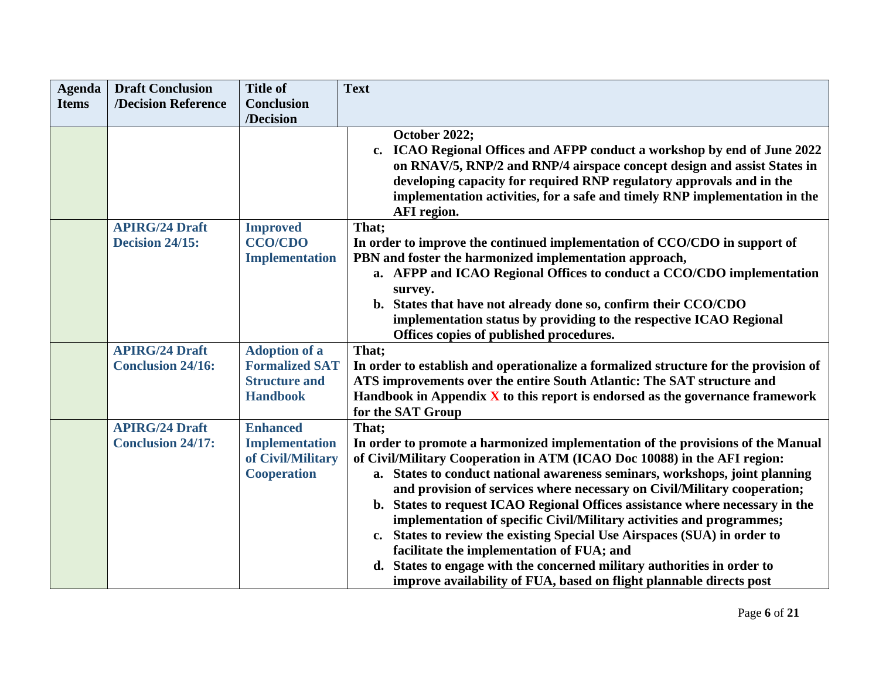| Agenda Items | Draft Conclusion /Decision Reference | Title of Conclusion /Decision | Text |
|---|---|---|---|
| | | | **October 2022;**<br>**c. ICAO Regional Offices and AFPP conduct a workshop by end of June 2022 on RNAV/5, RNP/2 and RNP/4 airspace concept design and assist States in developing capacity for required RNP regulatory approvals and in the implementation activities, for a safe and timely RNP implementation in the AFI region.** |
| | **APIRG/24 Draft Decision 24/15:** | **Improved CCO/CDO Implementation** | **That;**<br>**In order to improve the continued implementation of CCO/CDO in support of PBN and foster the harmonized implementation approach,**<br>**a. AFPP and ICAO Regional Offices to conduct a CCO/CDO implementation survey.**<br>**b. States that have not already done so, confirm their CCO/CDO implementation status by providing to the respective ICAO Regional Offices copies of published procedures.** |
| | **APIRG/24 Draft Conclusion 24/16:** | **Adoption of a Formalized SAT Structure and Handbook** | **That;**<br>**In order to establish and operationalize a formalized structure for the provision of ATS improvements over the entire South Atlantic: The SAT structure and Handbook in Appendix X to this report is endorsed as the governance framework for the SAT Group** |
| | **APIRG/24 Draft Conclusion 24/17:** | **Enhanced Implementation of Civil/Military Cooperation** | **That;**<br>**In order to promote a harmonized implementation of the provisions of the Manual of Civil/Military Cooperation in ATM (ICAO Doc 10088) in the AFI region:**<br>**a. States to conduct national awareness seminars, workshops, joint planning and provision of services where necessary on Civil/Military cooperation;**<br>**b. States to request ICAO Regional Offices assistance where necessary in the implementation of specific Civil/Military activities and programmes;**<br>**c. States to review the existing Special Use Airspaces (SUA) in order to facilitate the implementation of FUA; and**<br>**d. States to engage with the concerned military authorities in order to improve availability of FUA, based on flight plannable directs post** |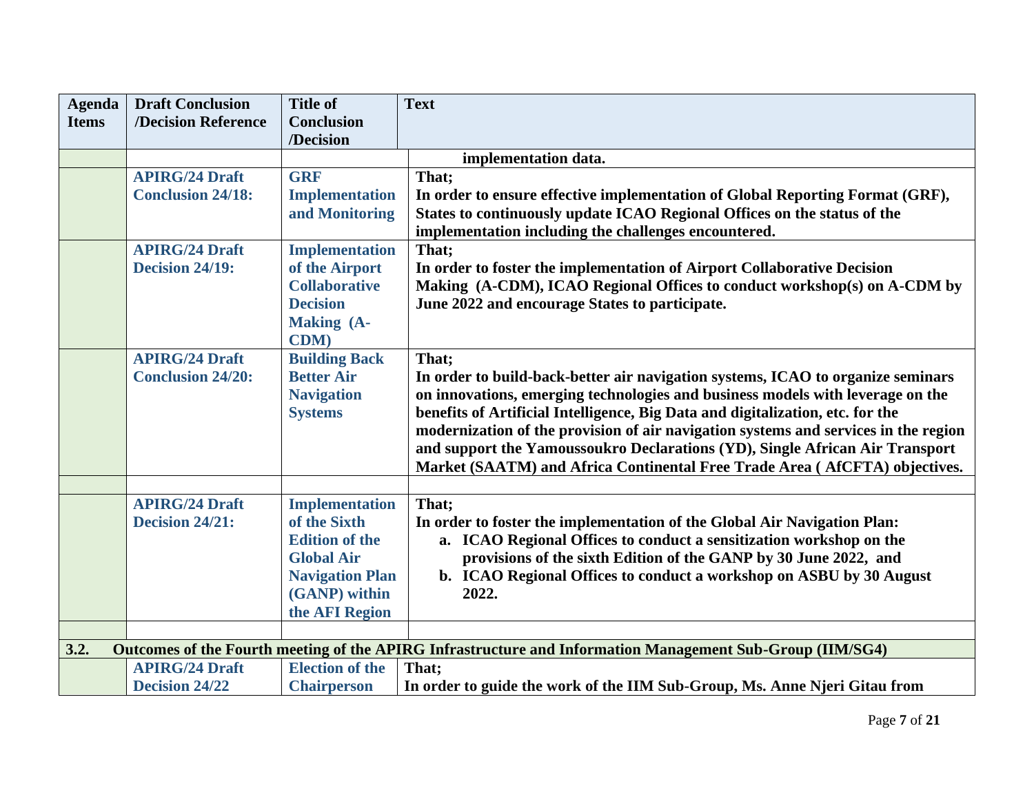| Agenda Items | Draft Conclusion /Decision Reference | Title of Conclusion /Decision | Text |
|---|---|---|---|
| | | | **implementation data.** |
| | **APIRG/24 Draft Conclusion 24/18:** | **GRF Implementation and Monitoring** | **That;** <br> **In order to ensure effective implementation of Global Reporting Format (GRF), States to continuously update ICAO Regional Offices on the status of the implementation including the challenges encountered.** |
| | **APIRG/24 Draft Decision 24/19:** | **Implementation of the Airport Collaborative Decision Making (A-CDM)** | **That;** <br> **In order to foster the implementation of Airport Collaborative Decision Making (A-CDM), ICAO Regional Offices to conduct workshop(s) on A-CDM by June 2022 and encourage States to participate.** |
| | **APIRG/24 Draft Conclusion 24/20:** | **Building Back Better Air Navigation Systems** | **That;** <br> **In order to build-back-better air navigation systems, ICAO to organize seminars on innovations, emerging technologies and business models with leverage on the benefits of Artificial Intelligence, Big Data and digitalization, etc. for the modernization of the provision of air navigation systems and services in the region and support the Yamoussoukro Declarations (YD), Single African Air Transport Market (SAATM) and Africa Continental Free Trade Area ( AfCFTA) objectives.** |
| | | | |
| | **APIRG/24 Draft Decision 24/21:** | **Implementation of the Sixth Edition of the Global Air Navigation Plan (GANP) within the AFI Region** | **That;** <br> **In order to foster the implementation of the Global Air Navigation Plan:** <br> **a. ICAO Regional Offices to conduct a sensitization workshop on the provisions of the sixth Edition of the GANP by 30 June 2022, and** <br> **b. ICAO Regional Offices to conduct a workshop on ASBU by 30 August 2022.** |
| | | | |
| **3.2.** | **Outcomes of the Fourth meeting of the APIRG Infrastructure and Information Management Sub-Group (IIM/SG4)** | | |
| | **APIRG/24 Draft Decision 24/22** | **Election of the Chairperson** | **That;** <br> **In order to guide the work of the IIM Sub-Group, Ms. Anne Njeri Gitau from** |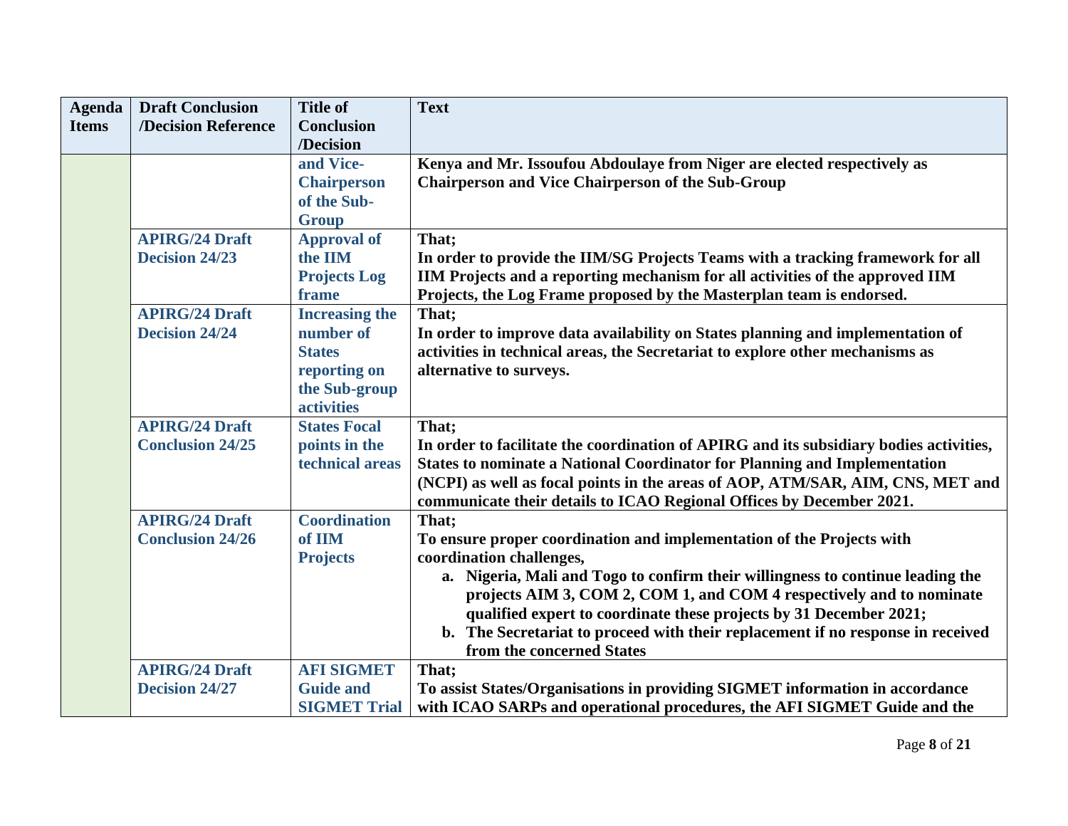| Agenda Items | Draft Conclusion /Decision Reference | Title of Conclusion /Decision | Text |
|---|---|---|---|
| | | **and Vice-Chairperson of the Sub-Group** | **Kenya and Mr. Issoufou Abdoulaye from Niger are elected respectively as Chairperson and Vice Chairperson of the Sub-Group** |
| | **APIRG/24 Draft Decision 24/23** | **Approval of the IIM Projects Log frame** | **That;**<br>**In order to provide the IIM/SG Projects Teams with a tracking framework for all IIM Projects and a reporting mechanism for all activities of the approved IIM Projects, the Log Frame proposed by the Masterplan team is endorsed.** |
| | **APIRG/24 Draft Decision 24/24** | **Increasing the number of States reporting on the Sub-group activities** | **That;**<br>**In order to improve data availability on States planning and implementation of activities in technical areas, the Secretariat to explore other mechanisms as alternative to surveys.** |
| | **APIRG/24 Draft Conclusion 24/25** | **States Focal points in the technical areas** | **That;**<br>**In order to facilitate the coordination of APIRG and its subsidiary bodies activities, States to nominate a National Coordinator for Planning and Implementation (NCPI) as well as focal points in the areas of AOP, ATM/SAR, AIM, CNS, MET and communicate their details to ICAO Regional Offices by December 2021.** |
| | **APIRG/24 Draft Conclusion 24/26** | **Coordination of IIM Projects** | **That;**<br>**To ensure proper coordination and implementation of the Projects with coordination challenges,**<br>**a. Nigeria, Mali and Togo to confirm their willingness to continue leading the projects AIM 3, COM 2, COM 1, and COM 4 respectively and to nominate qualified expert to coordinate these projects by 31 December 2021;**<br>**b. The Secretariat to proceed with their replacement if no response in received from the concerned States** |
| | **APIRG/24 Draft Decision 24/27** | **AFI SIGMET Guide and SIGMET Trial** | **That;**<br>**To assist States/Organisations in providing SIGMET information in accordance with ICAO SARPs and operational procedures, the AFI SIGMET Guide and the** |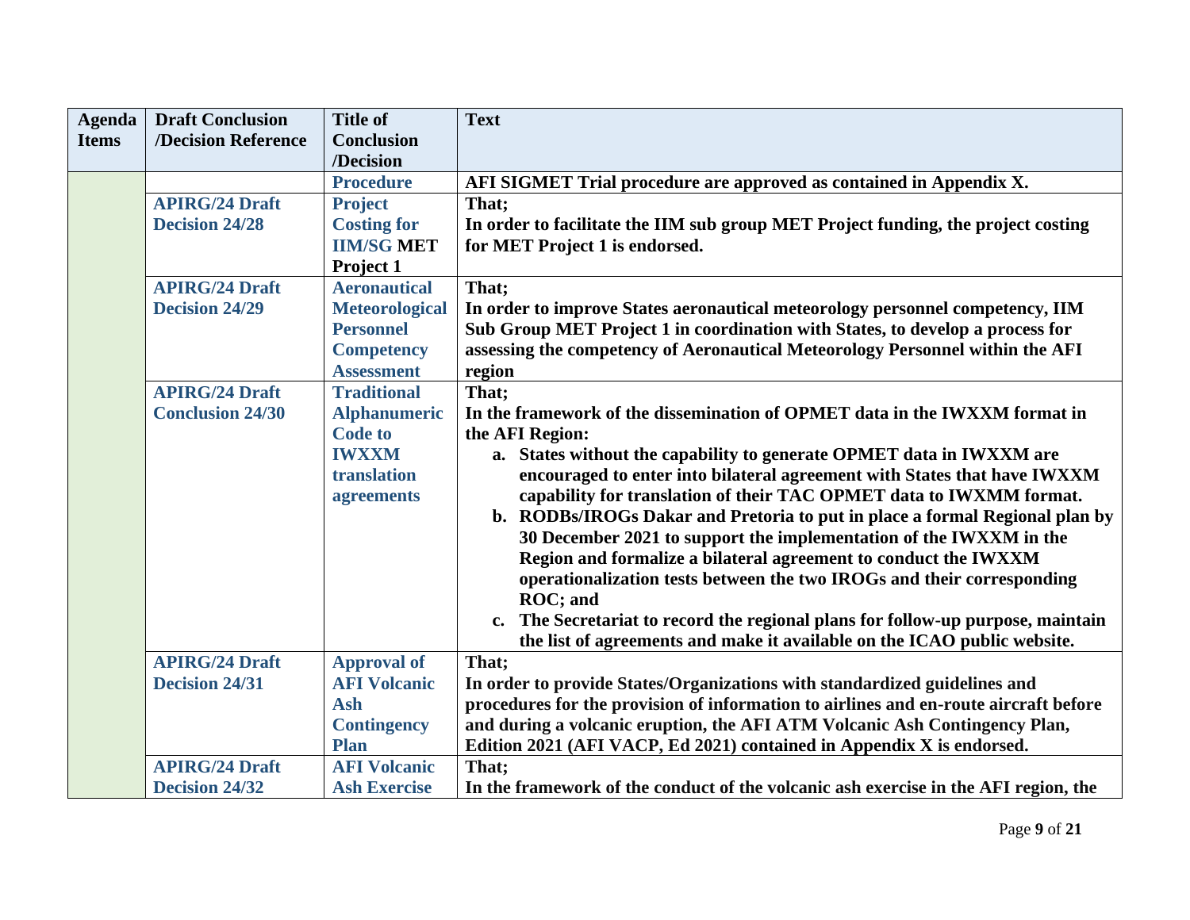| Agenda Items | Draft Conclusion /Decision Reference | Title of Conclusion /Decision | Text |
|---|---|---|---|
| | | **Procedure** | **AFI SIGMET Trial procedure are approved as contained in Appendix X.** |
| | **APIRG/24 Draft Decision 24/28** | **Project Costing for IIM/SG MET Project 1** | **That;**<br>**In order to facilitate the IIM sub group MET Project funding, the project costing for MET Project 1 is endorsed.** |
| | **APIRG/24 Draft Decision 24/29** | **Aeronautical Meteorological Personnel Competency Assessment** | **That;**<br>**In order to improve States aeronautical meteorology personnel competency, IIM Sub Group MET Project 1 in coordination with States, to develop a process for assessing the competency of Aeronautical Meteorology Personnel within the AFI region** |
| | **APIRG/24 Draft Conclusion 24/30** | **Traditional Alphanumeric Code to IWXXM translation agreements** | **That;**<br>**In the framework of the dissemination of OPMET data in the IWXXM format in the AFI Region:**<br>**a. States without the capability to generate OPMET data in IWXXM are encouraged to enter into bilateral agreement with States that have IWXXM capability for translation of their TAC OPMET data to IWXMM format.**<br>**b. RODBs/IROGs Dakar and Pretoria to put in place a formal Regional plan by 30 December 2021 to support the implementation of the IWXXM in the Region and formalize a bilateral agreement to conduct the IWXXM operationalization tests between the two IROGs and their corresponding ROC; and**<br>**c. The Secretariat to record the regional plans for follow-up purpose, maintain the list of agreements and make it available on the ICAO public website.** |
| | **APIRG/24 Draft Decision 24/31** | **Approval of AFI Volcanic Ash Contingency Plan** | **That;**<br>**In order to provide States/Organizations with standardized guidelines and procedures for the provision of information to airlines and en-route aircraft before and during a volcanic eruption, the AFI ATM Volcanic Ash Contingency Plan, Edition 2021 (AFI VACP, Ed 2021) contained in Appendix X is endorsed.** |
| | **APIRG/24 Draft Decision 24/32** | **AFI Volcanic Ash Exercise** | **That;**<br>**In the framework of the conduct of the volcanic ash exercise in the AFI region, the** |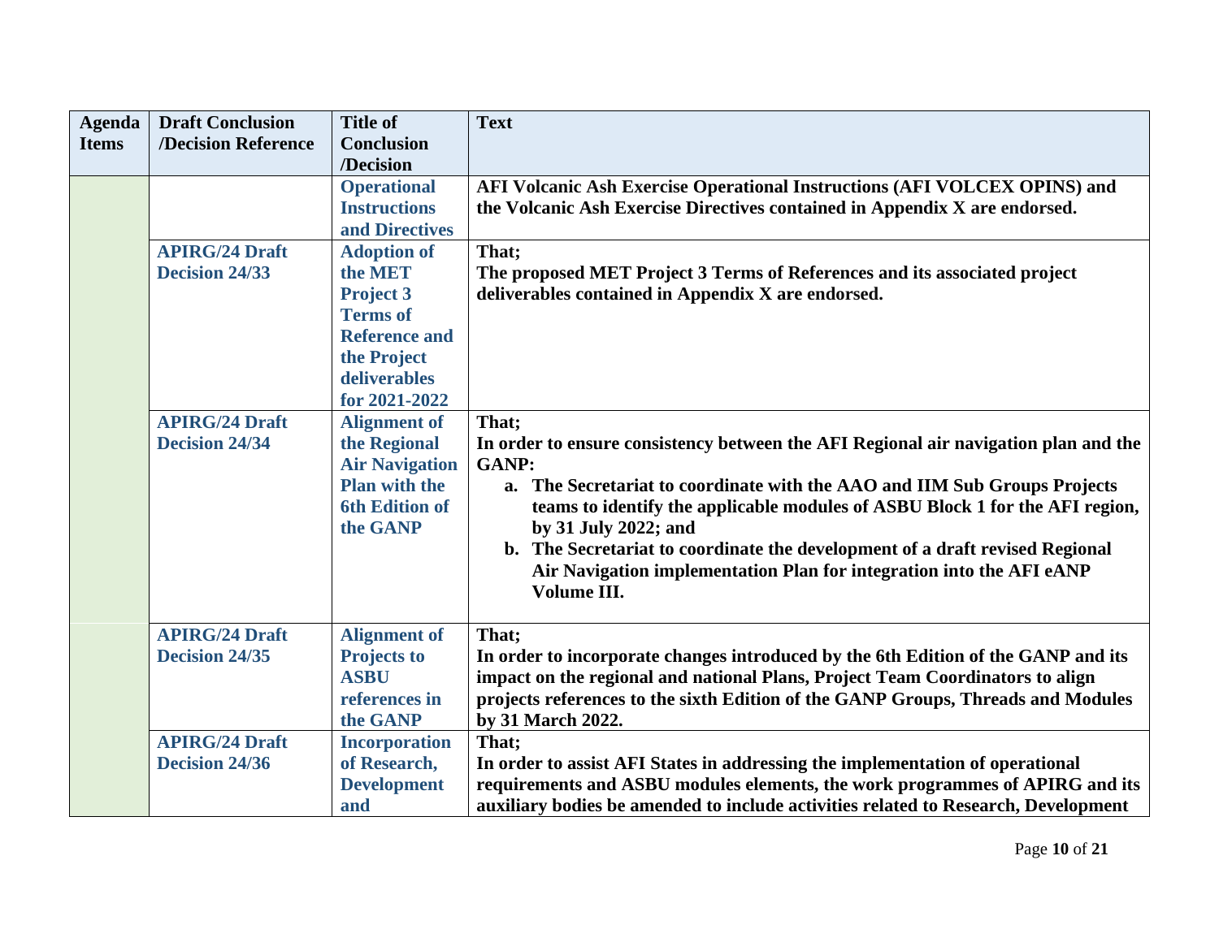| Agenda Items | Draft Conclusion /Decision Reference | Title of Conclusion /Decision | Text |
|---|---|---|---|
| | | **Operational Instructions and Directives** | **AFI Volcanic Ash Exercise Operational Instructions (AFI VOLCEX OPINS) and the Volcanic Ash Exercise Directives contained in Appendix X are endorsed.** |
| | **APIRG/24 Draft Decision 24/33** | **Adoption of the MET Project 3 Terms of Reference and the Project deliverables for 2021-2022** | **That;**<br>**The proposed MET Project 3 Terms of References and its associated project deliverables contained in Appendix X are endorsed.** |
| | **APIRG/24 Draft Decision 24/34** | **Alignment of the Regional Air Navigation Plan with the 6th Edition of the GANP** | **That;**<br>**In order to ensure consistency between the AFI Regional air navigation plan and the GANP:**<br>**a. The Secretariat to coordinate with the AAO and IIM Sub Groups Projects teams to identify the applicable modules of ASBU Block 1 for the AFI region, by 31 July 2022; and**<br>**b. The Secretariat to coordinate the development of a draft revised Regional Air Navigation implementation Plan for integration into the AFI eANP Volume III.** |
| | **APIRG/24 Draft Decision 24/35** | **Alignment of Projects to ASBU references in the GANP** | **That;**<br>**In order to incorporate changes introduced by the 6th Edition of the GANP and its impact on the regional and national Plans, Project Team Coordinators to align projects references to the sixth Edition of the GANP Groups, Threads and Modules by 31 March 2022.** |
| | **APIRG/24 Draft Decision 24/36** | **Incorporation of Research, Development and** | **That;**<br>**In order to assist AFI States in addressing the implementation of operational requirements and ASBU modules elements, the work programmes of APIRG and its auxiliary bodies be amended to include activities related to Research, Development** |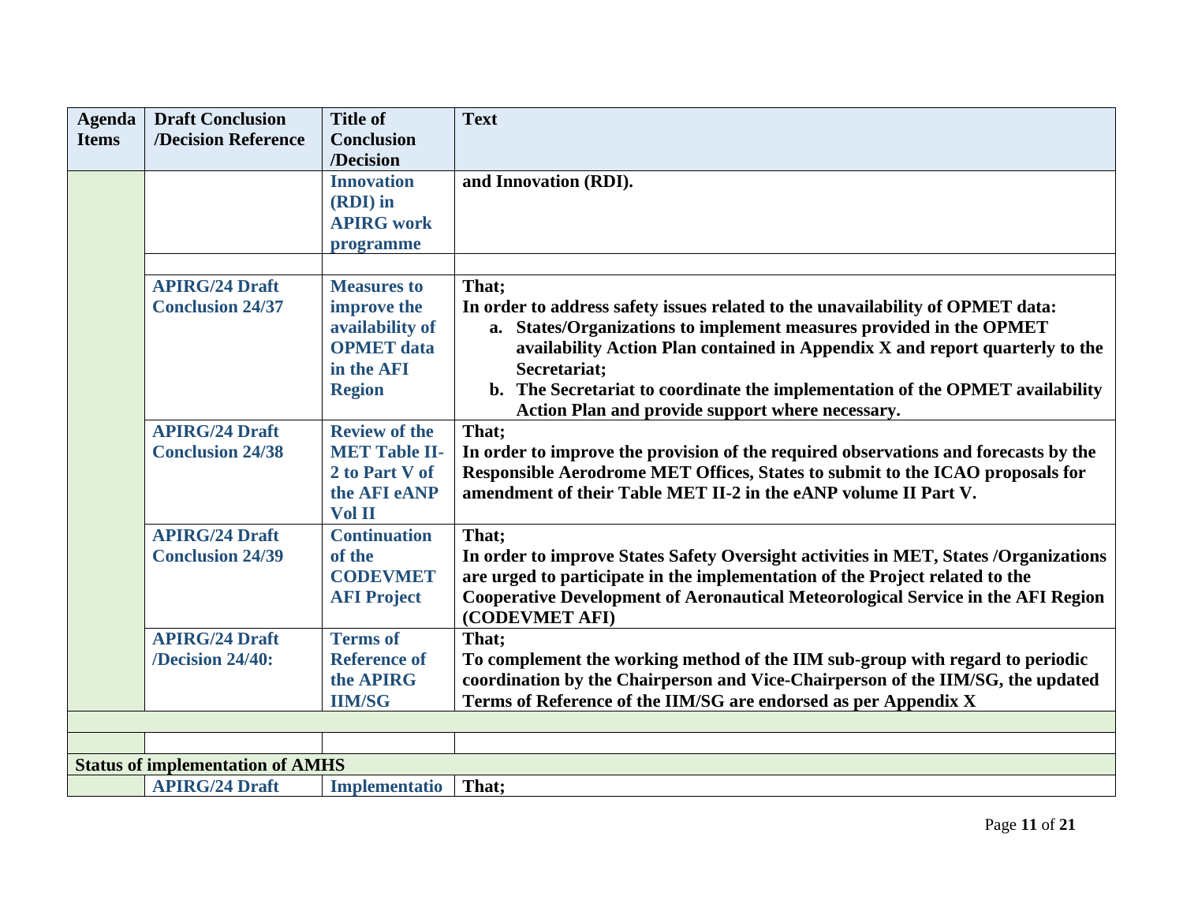| Agenda Items | Draft Conclusion /Decision Reference | Title of Conclusion /Decision | Text |
|---|---|---|---|
| | | **Innovation (RDI) in APIRG work programme** | **and Innovation (RDI).** |
| | | | |
| | **APIRG/24 Draft Conclusion 24/37** | **Measures to improve the availability of OPMET data in the AFI Region** | **That;**<br>**In order to address safety issues related to the unavailability of OPMET data:**<br>**a. States/Organizations to implement measures provided in the OPMET availability Action Plan contained in Appendix X and report quarterly to the Secretariat;**<br>**b. The Secretariat to coordinate the implementation of the OPMET availability Action Plan and provide support where necessary.** |
| | **APIRG/24 Draft Conclusion 24/38** | **Review of the MET Table II-2 to Part V of the AFI eANP Vol II** | **That;**<br>**In order to improve the provision of the required observations and forecasts by the Responsible Aerodrome MET Offices, States to submit to the ICAO proposals for amendment of their Table MET II-2 in the eANP volume II Part V.** |
| | **APIRG/24 Draft Conclusion 24/39** | **Continuation of the CODEVMET AFI Project** | **That;**<br>**In order to improve States Safety Oversight activities in MET, States /Organizations are urged to participate in the implementation of the Project related to the Cooperative Development of Aeronautical Meteorological Service in the AFI Region (CODEVMET AFI)** |
| | **APIRG/24 Draft /Decision 24/40:** | **Terms of Reference of the APIRG IIM/SG** | **That;**<br>**To complement the working method of the IIM sub-group with regard to periodic coordination by the Chairperson and Vice-Chairperson of the IIM/SG, the updated Terms of Reference of the IIM/SG are endorsed as per Appendix X** |
| | | | |
| | | | |
| **Status of implementation of AMHS** | | | |
| | **APIRG/24 Draft** | **Implementatio** | **That;** |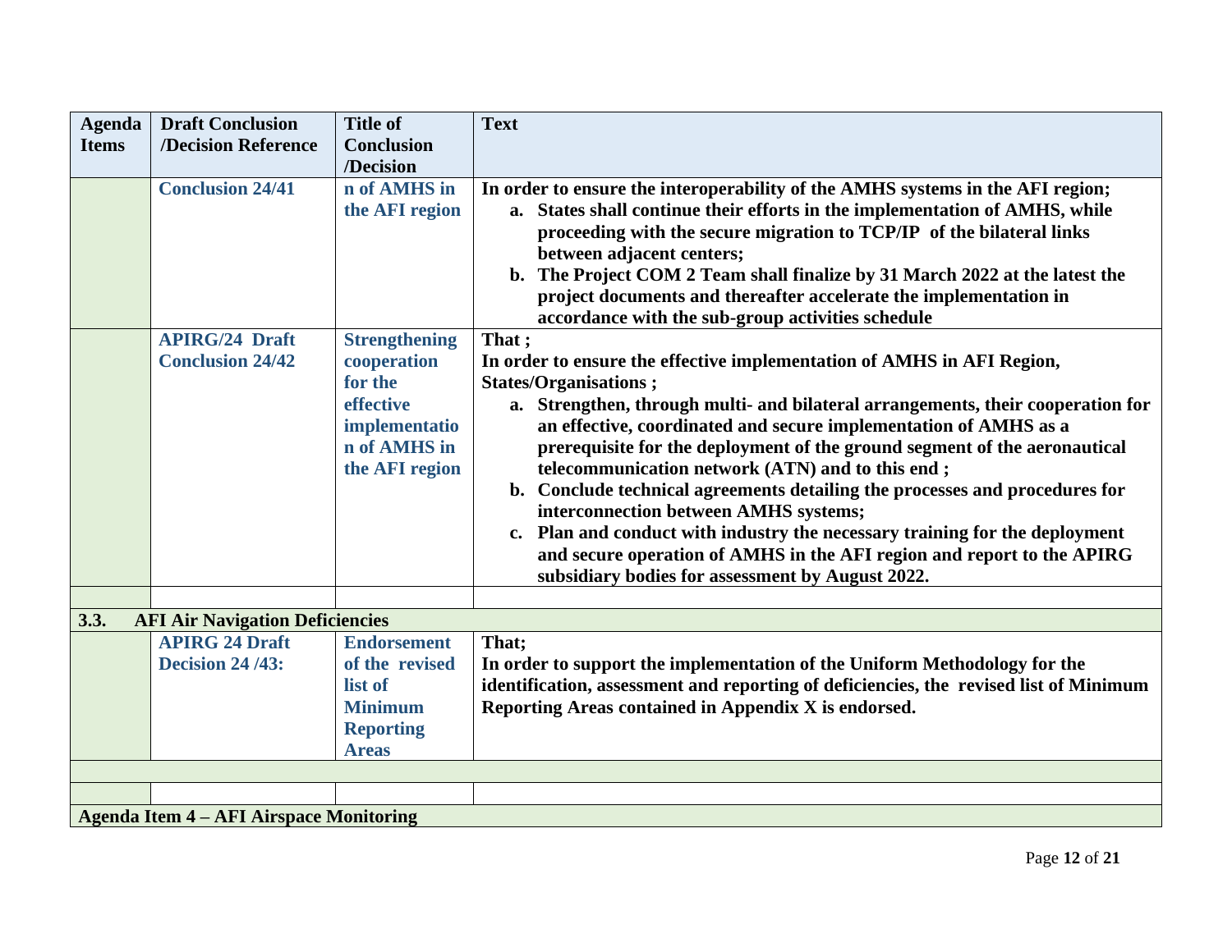| Agenda Items | Draft Conclusion /Decision Reference | Title of Conclusion /Decision | Text |
|---|---|---|---|
| | **Conclusion 24/41** | **n of AMHS in the AFI region** | **In order to ensure the interoperability of the AMHS systems in the AFI region;** <br> **a. States shall continue their efforts in the implementation of AMHS, while proceeding with the secure migration to TCP/IP of the bilateral links between adjacent centers;** <br> **b. The Project COM 2 Team shall finalize by 31 March 2022 at the latest the project documents and thereafter accelerate the implementation in accordance with the sub-group activities schedule** |
| | **APIRG/24 Draft Conclusion 24/42** | **Strengthening cooperation for the effective implementation of AMHS in the AFI region** | **That ;** <br> **In order to ensure the effective implementation of AMHS in AFI Region, States/Organisations ;** <br> **a. Strengthen, through multi- and bilateral arrangements, their cooperation for an effective, coordinated and secure implementation of AMHS as a prerequisite for the deployment of the ground segment of the aeronautical telecommunication network (ATN) and to this end ;** <br> **b. Conclude technical agreements detailing the processes and procedures for interconnection between AMHS systems;** <br> **c. Plan and conduct with industry the necessary training for the deployment and secure operation of AMHS in the AFI region and report to the APIRG subsidiary bodies for assessment by August 2022.** |
| | | | |
| **3.3.** | **AFI Air Navigation Deficiencies** | | |
| | **APIRG 24 Draft Decision 24 /43:** | **Endorsement of the revised list of Minimum Reporting Areas** | **That;** <br> **In order to support the implementation of the Uniform Methodology for the identification, assessment and reporting of deficiencies, the revised list of Minimum Reporting Areas contained in Appendix X is endorsed.** |
| | | | |
| | | | |
| **Agenda Item 4 – AFI Airspace Monitoring** | | | |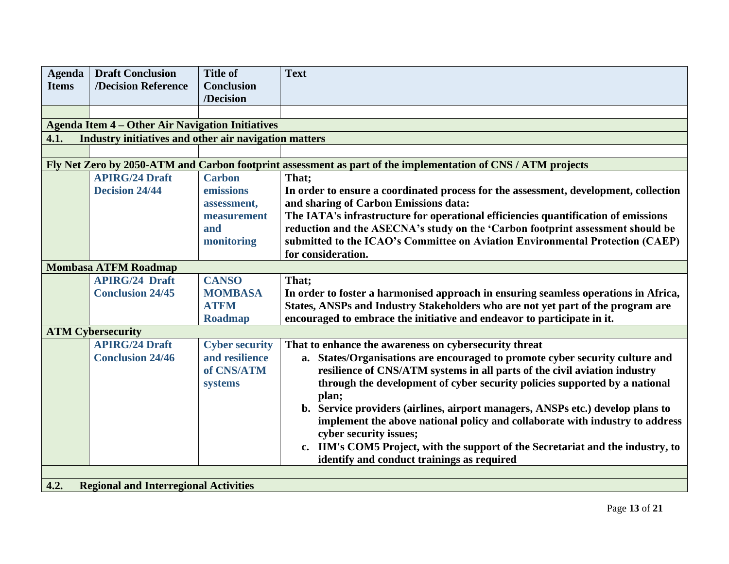| Agenda Items | Draft Conclusion /Decision Reference | Title of Conclusion /Decision | Text |
|---|---|---|---|
| | | | |
| **Agenda Item 4 – Other Air Navigation Initiatives** | | | |
| **4.1. Industry initiatives and other air navigation matters** | | | |
| | | | |
| **Fly Net Zero by 2050-ATM and Carbon footprint assessment as part of the implementation of CNS / ATM projects** | | | |
| | **APIRG/24 Draft Decision 24/44** | **Carbon emissions assessment, measurement and monitoring** | **That;**<br>**In order to ensure a coordinated process for the assessment, development, collection and sharing of Carbon Emissions data:**<br>**The IATA's infrastructure for operational efficiencies quantification of emissions reduction and the ASECNA's study on the 'Carbon footprint assessment should be submitted to the ICAO's Committee on Aviation Environmental Protection (CAEP) for consideration.** |
| **Mombasa ATFM Roadmap** | | | |
| | **APIRG/24 Draft Conclusion 24/45** | **CANSO MOMBASA ATFM Roadmap** | **That;**<br>**In order to foster a harmonised approach in ensuring seamless operations in Africa, States, ANSPs and Industry Stakeholders who are not yet part of the program are encouraged to embrace the initiative and endeavor to participate in it.** |
| **ATM Cybersecurity** | | | |
| | **APIRG/24 Draft Conclusion 24/46** | **Cyber security and resilience of CNS/ATM systems** | **That to enhance the awareness on cybersecurity threat**<br>**a. States/Organisations are encouraged to promote cyber security culture and resilience of CNS/ATM systems in all parts of the civil aviation industry through the development of cyber security policies supported by a national plan;**<br>**b. Service providers (airlines, airport managers, ANSPs etc.) develop plans to implement the above national policy and collaborate with industry to address cyber security issues;**<br>**c. IIM's COM5 Project, with the support of the Secretariat and the industry, to identify and conduct trainings as required** |
| | | | |
| **4.2. Regional and Interregional Activities** | | | |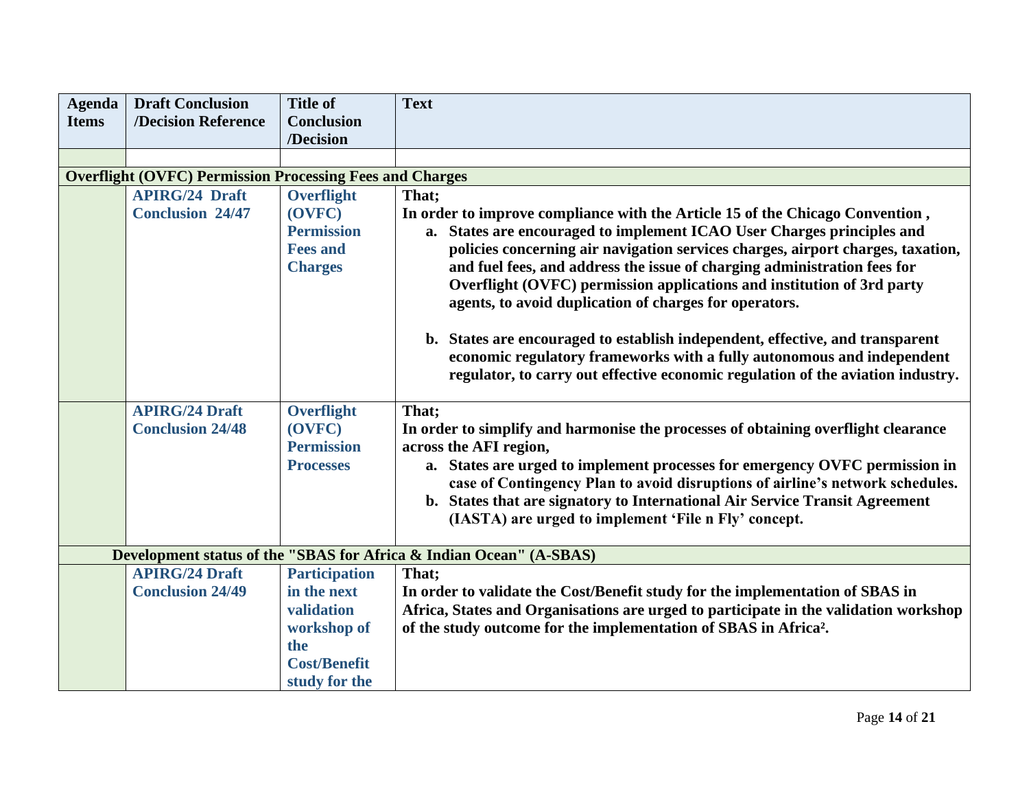| Agenda Items | Draft Conclusion /Decision Reference | Title of Conclusion /Decision | Text |
|---|---|---|---|
| | | | |
| **Overflight (OVFC) Permission Processing Fees and Charges** | | | |
| | **APIRG/24 Draft Conclusion 24/47** | **Overflight (OVFC) Permission Fees and Charges** | **That;**<br>**In order to improve compliance with the Article 15 of the Chicago Convention ,**<br>**a. States are encouraged to implement ICAO User Charges principles and policies concerning air navigation services charges, airport charges, taxation, and fuel fees, and address the issue of charging administration fees for Overflight (OVFC) permission applications and institution of 3rd party agents, to avoid duplication of charges for operators.**<br>**b. States are encouraged to establish independent, effective, and transparent economic regulatory frameworks with a fully autonomous and independent regulator, to carry out effective economic regulation of the aviation industry.** |
| | **APIRG/24 Draft Conclusion 24/48** | **Overflight (OVFC) Permission Processes** | **That;**<br>**In order to simplify and harmonise the processes of obtaining overflight clearance across the AFI region,**<br>**a. States are urged to implement processes for emergency OVFC permission in case of Contingency Plan to avoid disruptions of airline's network schedules.**<br>**b. States that are signatory to International Air Service Transit Agreement (IASTA) are urged to implement 'File n Fly' concept.** |
| **Development status of the "SBAS for Africa & Indian Ocean" (A-SBAS)** | | | |
| | **APIRG/24 Draft Conclusion 24/49** | **Participation in the next validation workshop of the Cost/Benefit study for the** | **That;**<br>**In order to validate the Cost/Benefit study for the implementation of SBAS in Africa, States and Organisations are urged to participate in the validation workshop of the study outcome for the implementation of SBAS in Africa[2].** |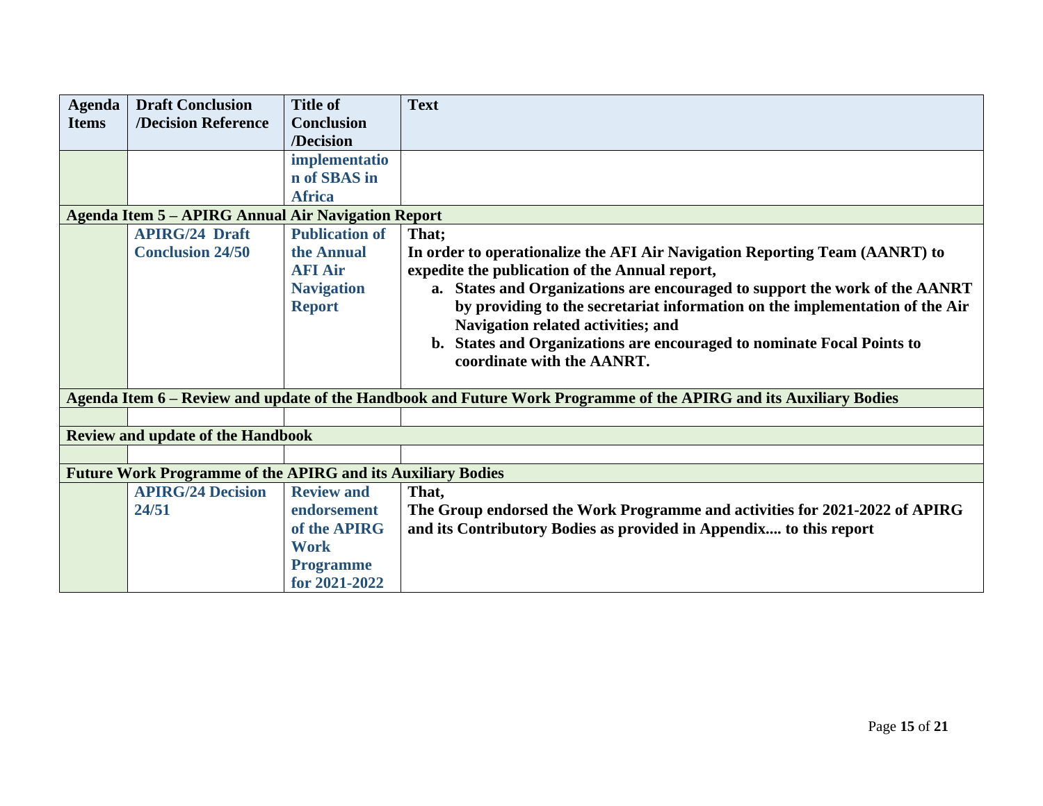| Agenda Items | Draft Conclusion /Decision Reference | Title of Conclusion /Decision | Text |
|---|---|---|---|
| | | **implementation of SBAS in Africa** | |
| **Agenda Item 5 – APIRG Annual Air Navigation Report** | | | |
| | **APIRG/24 Draft Conclusion 24/50** | **Publication of the Annual AFI Air Navigation Report** | **That;** **In order to operationalize the AFI Air Navigation Reporting Team (AANRT) to expedite the publication of the Annual report,** **a. States and Organizations are encouraged to support the work of the AANRT by providing to the secretariat information on the implementation of the Air Navigation related activities; and** **b. States and Organizations are encouraged to nominate Focal Points to coordinate with the AANRT.** |
| **Agenda Item 6 – Review and update of the Handbook and Future Work Programme of the APIRG and its Auxiliary Bodies** | | | |
| | | | |
| **Review and update of the Handbook** | | | |
| | | | |
| **Future Work Programme of the APIRG and its Auxiliary Bodies** | | | |
| | **APIRG/24 Decision 24/51** | **Review and endorsement of the APIRG Work Programme for 2021-2022** | **That,** **The Group endorsed the Work Programme and activities for 2021-2022 of APIRG and its Contributory Bodies as provided in Appendix.... to this report** |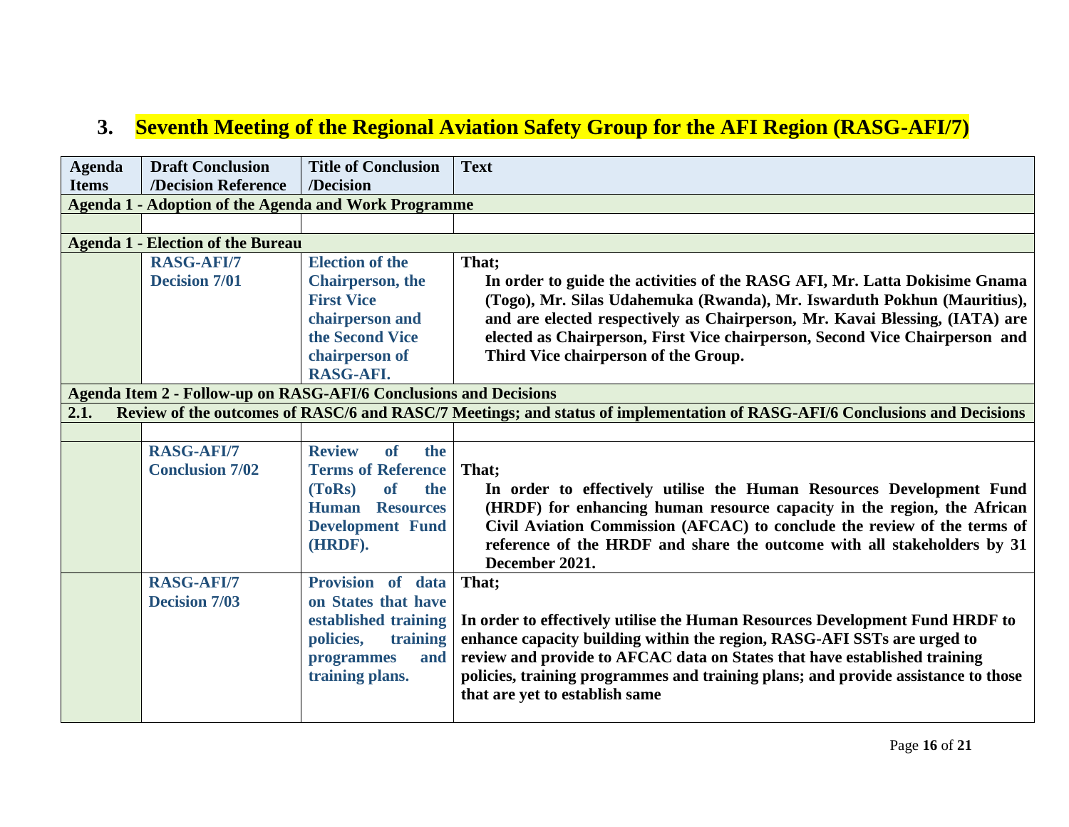## 3. Seventh Meeting of the Regional Aviation Safety Group for the AFI Region (RASG-AFI/7)

| Agenda Items | Draft Conclusion /Decision Reference | Title of Conclusion /Decision | Text |
|---|---|---|---|
| **Agenda 1 - Adoption of the Agenda and Work Programme** | | | |
| | | | |
| **Agenda 1 - Election of the Bureau** | | | |
| | **RASG-AFI/7 Decision 7/01** | **Election of the Chairperson, the First Vice chairperson and the Second Vice chairperson of RASG-AFI.** | **That;** **In order to guide the activities of the RASG AFI, Mr. Latta Dokisime Gnama (Togo), Mr. Silas Udahemuka (Rwanda), Mr. Iswarduth Pokhun (Mauritius), and are elected respectively as Chairperson, Mr. Kavai Blessing, (IATA) are elected as Chairperson, First Vice chairperson, Second Vice Chairperson and Third Vice chairperson of the Group.** |
| **Agenda Item 2 - Follow-up on RASG-AFI/6 Conclusions and Decisions** | | | |
| **2.1. Review of the outcomes of RASC/6 and RASC/7 Meetings; and status of implementation of RASG-AFI/6 Conclusions and Decisions** | | | |
| | | | |
| | **RASG-AFI/7 Conclusion 7/02** | **Review of the Terms of Reference (ToRs) of the Human Resources Development Fund (HRDF).** | **That;** **In order to effectively utilise the Human Resources Development Fund (HRDF) for enhancing human resource capacity in the region, the African Civil Aviation Commission (AFCAC) to conclude the review of the terms of reference of the HRDF and share the outcome with all stakeholders by 31 December 2021.** |
| | **RASG-AFI/7 Decision 7/03** | **Provision of data on States that have established training policies, training programmes and training plans.** | **That;** **In order to effectively utilise the Human Resources Development Fund HRDF to enhance capacity building within the region, RASG-AFI SSTs are urged to review and provide to AFCAC data on States that have established training policies, training programmes and training plans; and provide assistance to those that are yet to establish same** |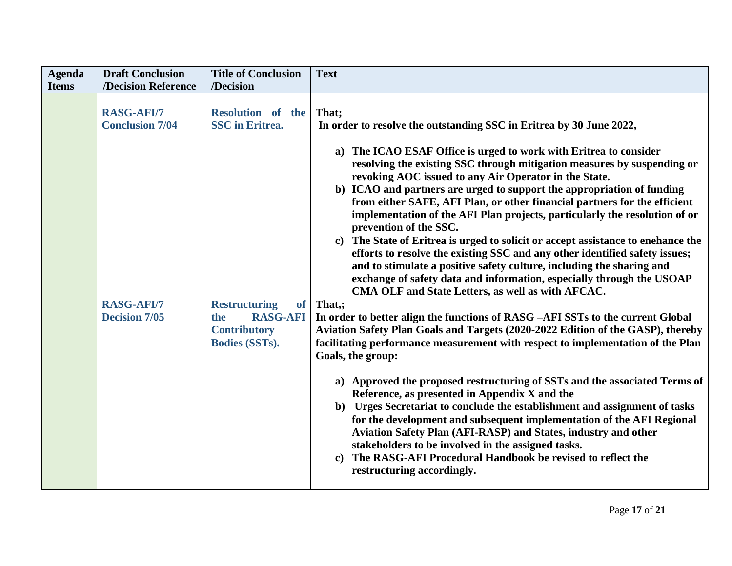| Agenda Items | Draft Conclusion /Decision Reference | Title of Conclusion /Decision | Text |
|---|---|---|---|
| | | | |
| | **RASG-AFI/7 Conclusion 7/04** | **Resolution of the SSC in Eritrea.** | **That;** <br> **In order to resolve the outstanding SSC in Eritrea by 30 June 2022,** <br><br> **a) The ICAO ESAF Office is urged to work with Eritrea to consider resolving the existing SSC through mitigation measures by suspending or revoking AOC issued to any Air Operator in the State.** <br> **b) ICAO and partners are urged to support the appropriation of funding from either SAFE, AFI Plan, or other financial partners for the efficient implementation of the AFI Plan projects, particularly the resolution of or prevention of the SSC.** <br> **c) The State of Eritrea is urged to solicit or accept assistance to enehance the efforts to resolve the existing SSC and any other identified safety issues; and to stimulate a positive safety culture, including the sharing and exchange of safety data and information, especially through the USOAP CMA OLF and State Letters, as well as with AFCAC.** |
| | **RASG-AFI/7 Decision 7/05** | **Restructuring of the RASG-AFI Contributory Bodies (SSTs).** | **That,;** <br> **In order to better align the functions of RASG –AFI SSTs to the current Global Aviation Safety Plan Goals and Targets (2020-2022 Edition of the GASP), thereby facilitating performance measurement with respect to implementation of the Plan Goals, the group:** <br><br> **a) Approved the proposed restructuring of SSTs and the associated Terms of Reference, as presented in Appendix X and the** <br> **b) Urges Secretariat to conclude the establishment and assignment of tasks for the development and subsequent implementation of the AFI Regional Aviation Safety Plan (AFI-RASP) and States, industry and other stakeholders to be involved in the assigned tasks.** <br> **c) The RASG-AFI Procedural Handbook be revised to reflect the restructuring accordingly.** |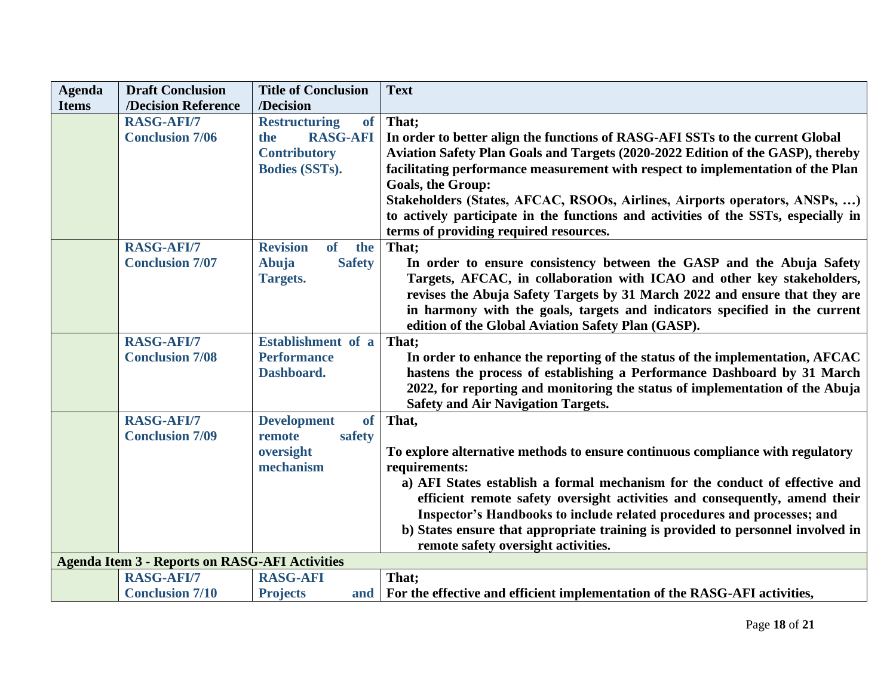| Agenda Items | Draft Conclusion /Decision Reference | Title of Conclusion /Decision | Text |
|---|---|---|---|
| | **RASG-AFI/7 Conclusion 7/06** | **Restructuring of the RASG-AFI Contributory Bodies (SSTs).** | **That;** <br> **In order to better align the functions of RASG-AFI SSTs to the current Global Aviation Safety Plan Goals and Targets (2020-2022 Edition of the GASP), thereby facilitating performance measurement with respect to implementation of the Plan Goals, the Group:** <br> **Stakeholders (States, AFCAC, RSOOs, Airlines, Airports operators, ANSPs, …) to actively participate in the functions and activities of the SSTs, especially in terms of providing required resources.** |
| | **RASG-AFI/7 Conclusion 7/07** | **Revision of the Abuja Safety Targets.** | **That;** <br> **In order to ensure consistency between the GASP and the Abuja Safety Targets, AFCAC, in collaboration with ICAO and other key stakeholders, revises the Abuja Safety Targets by 31 March 2022 and ensure that they are in harmony with the goals, targets and indicators specified in the current edition of the Global Aviation Safety Plan (GASP).** |
| | **RASG-AFI/7 Conclusion 7/08** | **Establishment of a Performance Dashboard.** | **That;** <br> **In order to enhance the reporting of the status of the implementation, AFCAC hastens the process of establishing a Performance Dashboard by 31 March 2022, for reporting and monitoring the status of implementation of the Abuja Safety and Air Navigation Targets.** |
| | **RASG-AFI/7 Conclusion 7/09** | **Development of remote safety oversight mechanism** | **That,** <br><br> **To explore alternative methods to ensure continuous compliance with regulatory requirements:** <br> **a) AFI States establish a formal mechanism for the conduct of effective and efficient remote safety oversight activities and consequently, amend their Inspector's Handbooks to include related procedures and processes; and** <br> **b) States ensure that appropriate training is provided to personnel involved in remote safety oversight activities.** |
| **Agenda Item 3 - Reports on RASG-AFI Activities** | | | |
| | **RASG-AFI/7 Conclusion 7/10** | **RASG-AFI Projects and** | **That;** <br> **For the effective and efficient implementation of the RASG-AFI activities,** |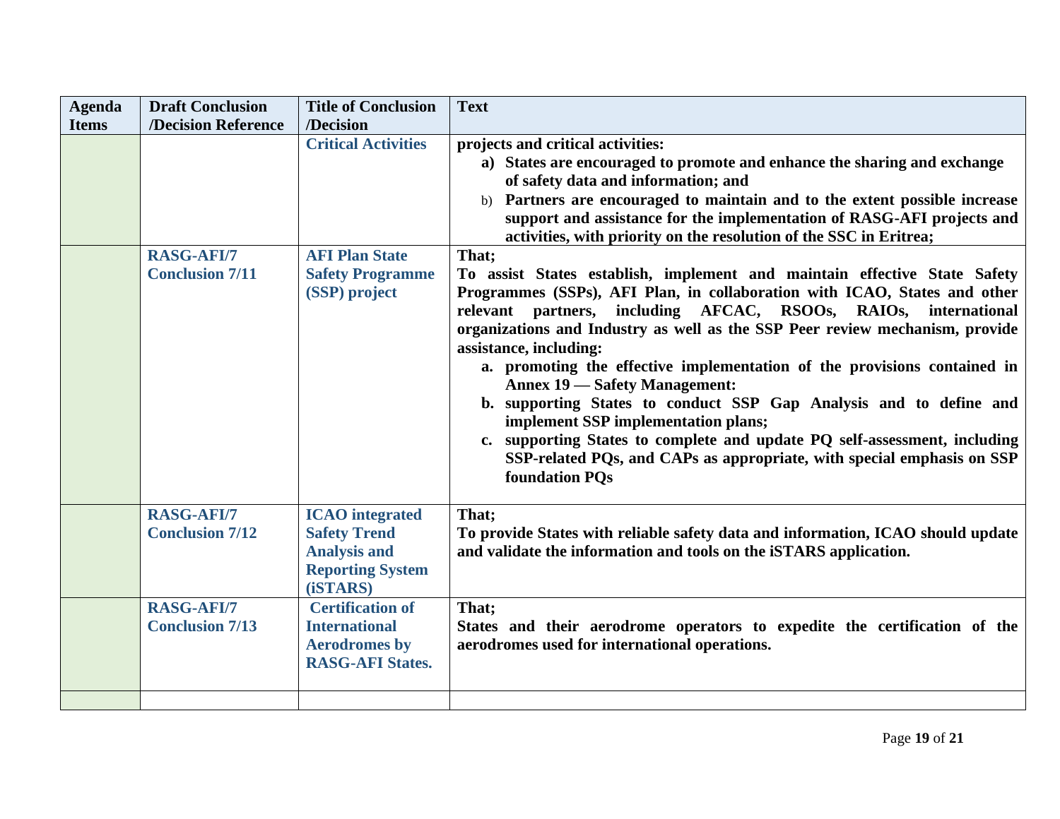| Agenda Items | Draft Conclusion /Decision Reference | Title of Conclusion /Decision | Text |
|---|---|---|---|
| | | **Critical Activities** | **projects and critical activities:** <br> **a) States are encouraged to promote and enhance the sharing and exchange of safety data and information; and** <br> b) **Partners are encouraged to maintain and to the extent possible increase support and assistance for the implementation of RASG-AFI projects and activities, with priority on the resolution of the SSC in Eritrea;** |
| | **RASG-AFI/7 Conclusion 7/11** | **AFI Plan State Safety Programme (SSP) project** | **That;** <br> **To assist States establish, implement and maintain effective State Safety Programmes (SSPs), AFI Plan, in collaboration with ICAO, States and other relevant partners, including AFCAC, RSOOs, RAIOs, international organizations and Industry as well as the SSP Peer review mechanism, provide assistance, including:** <br> **a. promoting the effective implementation of the provisions contained in Annex 19 — Safety Management:** <br> **b. supporting States to conduct SSP Gap Analysis and to define and implement SSP implementation plans;** <br> **c. supporting States to complete and update PQ self-assessment, including SSP-related PQs, and CAPs as appropriate, with special emphasis on SSP foundation PQs** |
| | **RASG-AFI/7 Conclusion 7/12** | **ICAO integrated Safety Trend Analysis and Reporting System (iSTARS)** | **That;** <br> **To provide States with reliable safety data and information, ICAO should update and validate the information and tools on the iSTARS application.** |
| | **RASG-AFI/7 Conclusion 7/13** | **Certification of International Aerodromes by RASG-AFI States.** | **That;** <br> **States and their aerodrome operators to expedite the certification of the aerodromes used for international operations.** |
| | | | |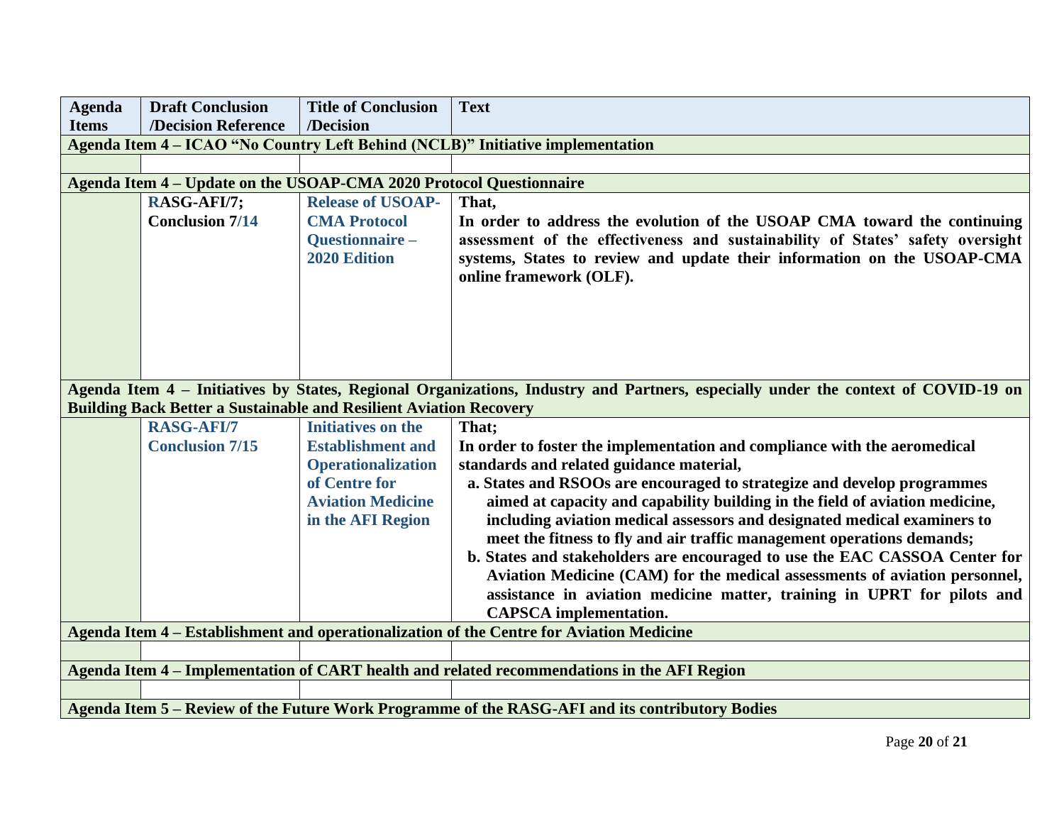| Agenda Items | Draft Conclusion /Decision Reference | Title of Conclusion /Decision | Text |
|---|---|---|---|
| **Agenda Item 4 – ICAO "No Country Left Behind (NCLB)" Initiative implementation** | | | |
| | | | |
| **Agenda Item 4 – Update on the USOAP-CMA 2020 Protocol Questionnaire** | | | |
| | **RASG-AFI/7; Conclusion 7/14** | **Release of USOAP-CMA Protocol Questionnaire – 2020 Edition** | **That,** <br> **In order to address the evolution of the USOAP CMA toward the continuing assessment of the effectiveness and sustainability of States' safety oversight systems, States to review and update their information on the USOAP-CMA online framework (OLF).** |
| **Agenda Item 4 – Initiatives by States, Regional Organizations, Industry and Partners, especially under the context of COVID-19 on Building Back Better a Sustainable and Resilient Aviation Recovery** | | | |
| | **RASG-AFI/7 Conclusion 7/15** | **Initiatives on the Establishment and Operationalization of Centre for Aviation Medicine in the AFI Region** | **That;** <br> **In order to foster the implementation and compliance with the aeromedical standards and related guidance material,** <br> **a. States and RSOOs are encouraged to strategize and develop programmes aimed at capacity and capability building in the field of aviation medicine, including aviation medical assessors and designated medical examiners to meet the fitness to fly and air traffic management operations demands;** <br> **b. States and stakeholders are encouraged to use the EAC CASSOA Center for Aviation Medicine (CAM) for the medical assessments of aviation personnel, assistance in aviation medicine matter, training in UPRT for pilots and CAPSCA implementation.** |
| **Agenda Item 4 – Establishment and operationalization of the Centre for Aviation Medicine** | | | |
| | | | |
| **Agenda Item 4 – Implementation of CART health and related recommendations in the AFI Region** | | | |
| | | | |
| **Agenda Item 5 – Review of the Future Work Programme of the RASG-AFI and its contributory Bodies** | | | |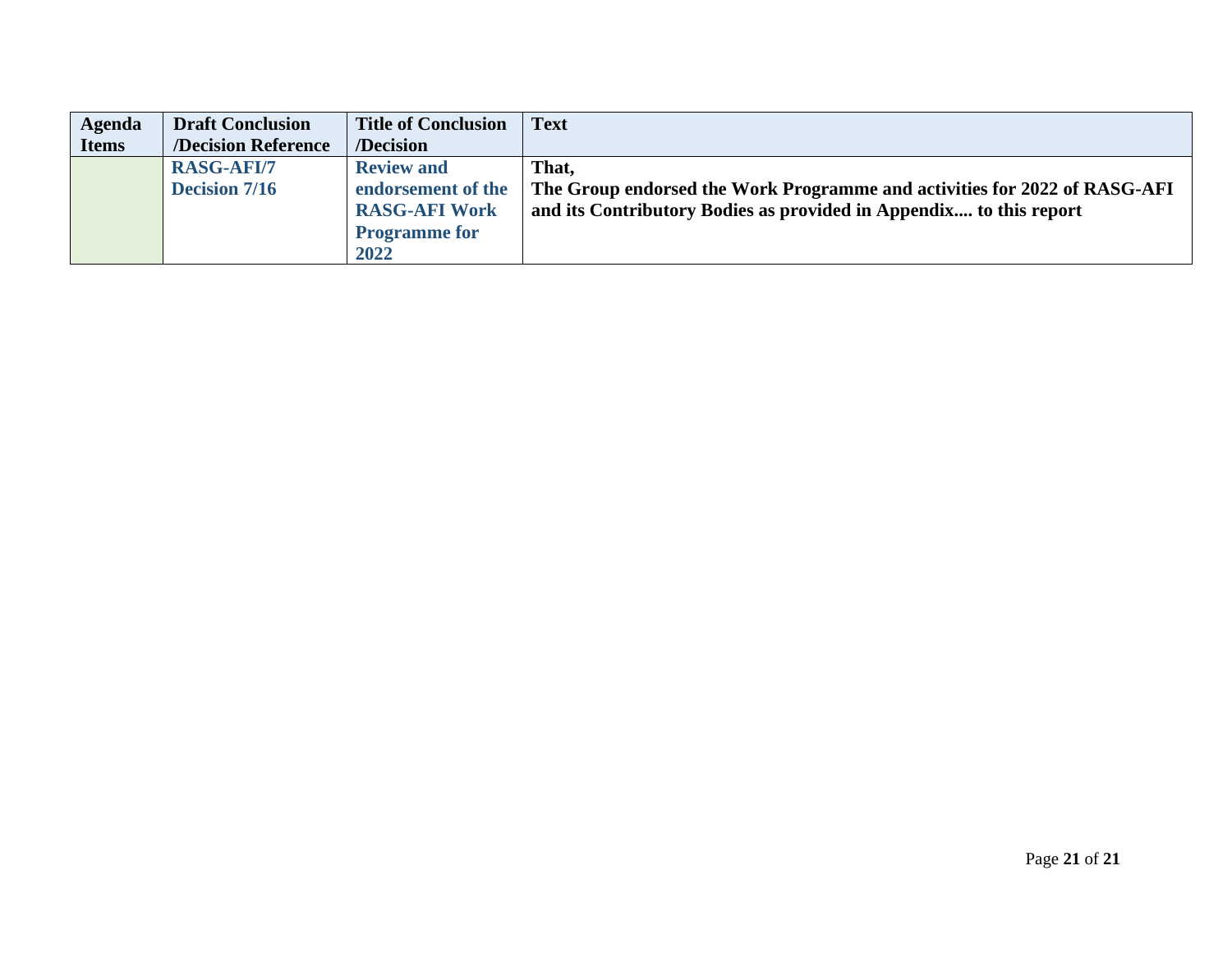| Agenda Items | Draft Conclusion /Decision Reference | Title of Conclusion /Decision | Text |
|---|---|---|---|
| | **RASG-AFI/7 Decision 7/16** | **Review and endorsement of the RASG-AFI Work Programme for 2022** | **That,**<br>**The Group endorsed the Work Programme and activities for 2022 of RASG-AFI and its Contributory Bodies as provided in Appendix.... to this report** |